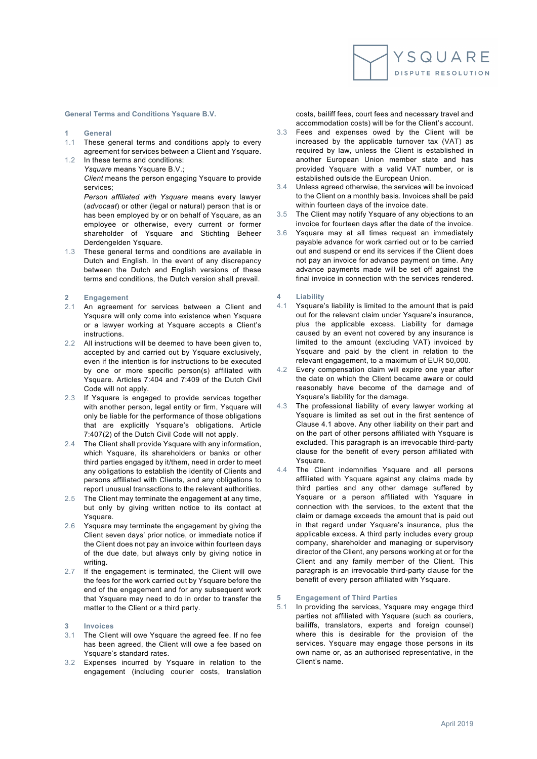**General Terms and Conditions Ysquare B.V.**

## 1 General

1.1 These general terms and conditions apply to every agreement for services between a Client and Ysquare.

1.2 In these terms and conditions:
*Ysquare* means Ysquare B.V.;
*Client* means the person engaging Ysquare to provide services;
*Person affiliated with Ysquare* means every lawyer (*advocaat*) or other (legal or natural) person that is or has been employed by or on behalf of Ysquare, as an employee or otherwise, every current or former shareholder of Ysquare and Stichting Beheer Derdengelden Ysquare.

1.3 These general terms and conditions are available in Dutch and English. In the event of any discrepancy between the Dutch and English versions of these terms and conditions, the Dutch version shall prevail.

## 2 Engagement

2.1 An agreement for services between a Client and Ysquare will only come into existence when Ysquare or a lawyer working at Ysquare accepts a Client's instructions.

2.2 All instructions will be deemed to have been given to, accepted by and carried out by Ysquare exclusively, even if the intention is for instructions to be executed by one or more specific person(s) affiliated with Ysquare. Articles 7:404 and 7:409 of the Dutch Civil Code will not apply.

2.3 If Ysquare is engaged to provide services together with another person, legal entity or firm, Ysquare will only be liable for the performance of those obligations that are explicitly Ysquare's obligations. Article 7:407(2) of the Dutch Civil Code will not apply.

2.4 The Client shall provide Ysquare with any information, which Ysquare, its shareholders or banks or other third parties engaged by it/them, need in order to meet any obligations to establish the identity of Clients and persons affiliated with Clients, and any obligations to report unusual transactions to the relevant authorities.

2.5 The Client may terminate the engagement at any time, but only by giving written notice to its contact at Ysquare.

2.6 Ysquare may terminate the engagement by giving the Client seven days' prior notice, or immediate notice if the Client does not pay an invoice within fourteen days of the due date, but always only by giving notice in writing.

2.7 If the engagement is terminated, the Client will owe the fees for the work carried out by Ysquare before the end of the engagement and for any subsequent work that Ysquare may need to do in order to transfer the matter to the Client or a third party.

## 3 Invoices

3.1 The Client will owe Ysquare the agreed fee. If no fee has been agreed, the Client will owe a fee based on Ysquare's standard rates.

3.2 Expenses incurred by Ysquare in relation to the engagement (including courier costs, translation costs, bailiff fees, court fees and necessary travel and accommodation costs) will be for the Client's account.

3.3 Fees and expenses owed by the Client will be increased by the applicable turnover tax (VAT) as required by law, unless the Client is established in another European Union member state and has provided Ysquare with a valid VAT number, or is established outside the European Union.

3.4 Unless agreed otherwise, the services will be invoiced to the Client on a monthly basis. Invoices shall be paid within fourteen days of the invoice date.

3.5 The Client may notify Ysquare of any objections to an invoice for fourteen days after the date of the invoice.

3.6 Ysquare may at all times request an immediately payable advance for work carried out or to be carried out and suspend or end its services if the Client does not pay an invoice for advance payment on time. Any advance payments made will be set off against the final invoice in connection with the services rendered.

## 4 Liability

4.1 Ysquare's liability is limited to the amount that is paid out for the relevant claim under Ysquare's insurance, plus the applicable excess. Liability for damage caused by an event not covered by any insurance is limited to the amount (excluding VAT) invoiced by Ysquare and paid by the client in relation to the relevant engagement, to a maximum of EUR 50,000.

4.2 Every compensation claim will expire one year after the date on which the Client became aware or could reasonably have become aware of the damage and of Ysquare's liability for the damage.

4.3 The professional liability of every lawyer working at Ysquare is limited as set out in the first sentence of Clause 4.1 above. Any other liability on their part and on the part of other persons affiliated with Ysquare is excluded. This paragraph is an irrevocable third-party clause for the benefit of every person affiliated with Ysquare.

4.4 The Client indemnifies Ysquare and all persons affiliated with Ysquare against any claims made by third parties and any other damage suffered by Ysquare or a person affiliated with Ysquare in connection with the services, to the extent that the claim or damage exceeds the amount that is paid out in that regard under Ysquare's insurance, plus the applicable excess. A third party includes every group company, shareholder and managing or supervisory director of the Client, any persons working at or for the Client and any family member of the Client. This paragraph is an irrevocable third-party clause for the benefit of every person affiliated with Ysquare.

## 5 Engagement of Third Parties

5.1 In providing the services, Ysquare may engage third parties not affiliated with Ysquare (such as couriers, bailiffs, translators, experts and foreign counsel) where this is desirable for the provision of the services. Ysquare may engage those persons in its own name or, as an authorised representative, in the Client's name.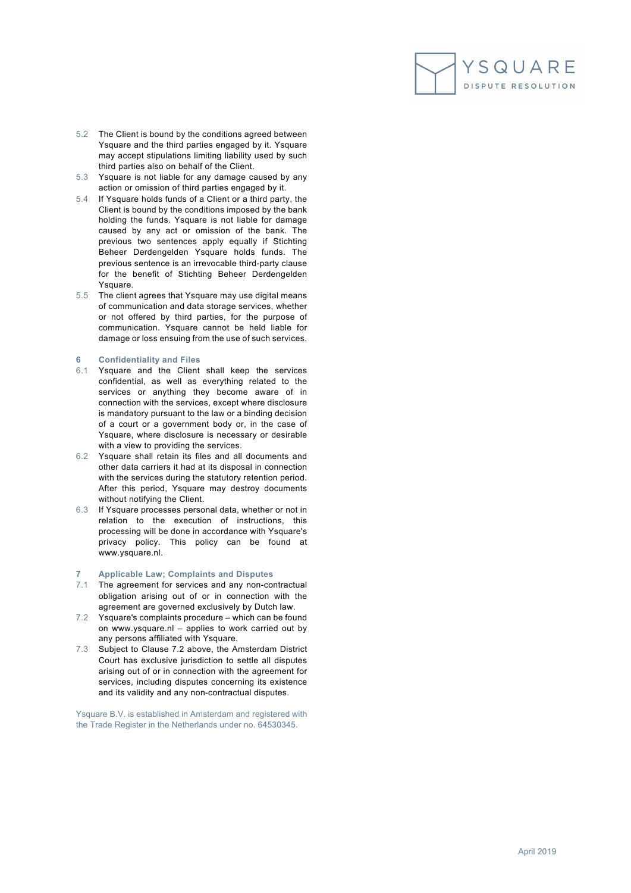5.2 The Client is bound by the conditions agreed between Ysquare and the third parties engaged by it. Ysquare may accept stipulations limiting liability used by such third parties also on behalf of the Client.

5.3 Ysquare is not liable for any damage caused by any action or omission of third parties engaged by it.

5.4 If Ysquare holds funds of a Client or a third party, the Client is bound by the conditions imposed by the bank holding the funds. Ysquare is not liable for damage caused by any act or omission of the bank. The previous two sentences apply equally if Stichting Beheer Derdengelden Ysquare holds funds. The previous sentence is an irrevocable third-party clause for the benefit of Stichting Beheer Derdengelden Ysquare.

5.5 The client agrees that Ysquare may use digital means of communication and data storage services, whether or not offered by third parties, for the purpose of communication. Ysquare cannot be held liable for damage or loss ensuing from the use of such services.

## 6 Confidentiality and Files

6.1 Ysquare and the Client shall keep the services confidential, as well as everything related to the services or anything they become aware of in connection with the services, except where disclosure is mandatory pursuant to the law or a binding decision of a court or a government body or, in the case of Ysquare, where disclosure is necessary or desirable with a view to providing the services.

6.2 Ysquare shall retain its files and all documents and other data carriers it had at its disposal in connection with the services during the statutory retention period. After this period, Ysquare may destroy documents without notifying the Client.

6.3 If Ysquare processes personal data, whether or not in relation to the execution of instructions, this processing will be done in accordance with Ysquare's privacy policy. This policy can be found at www.ysquare.nl.

## 7 Applicable Law; Complaints and Disputes

7.1 The agreement for services and any non-contractual obligation arising out of or in connection with the agreement are governed exclusively by Dutch law.

7.2 Ysquare's complaints procedure – which can be found on www.ysquare.nl – applies to work carried out by any persons affiliated with Ysquare.

7.3 Subject to Clause 7.2 above, the Amsterdam District Court has exclusive jurisdiction to settle all disputes arising out of or in connection with the agreement for services, including disputes concerning its existence and its validity and any non-contractual disputes.

Ysquare B.V. is established in Amsterdam and registered with the Trade Register in the Netherlands under no. 64530345.